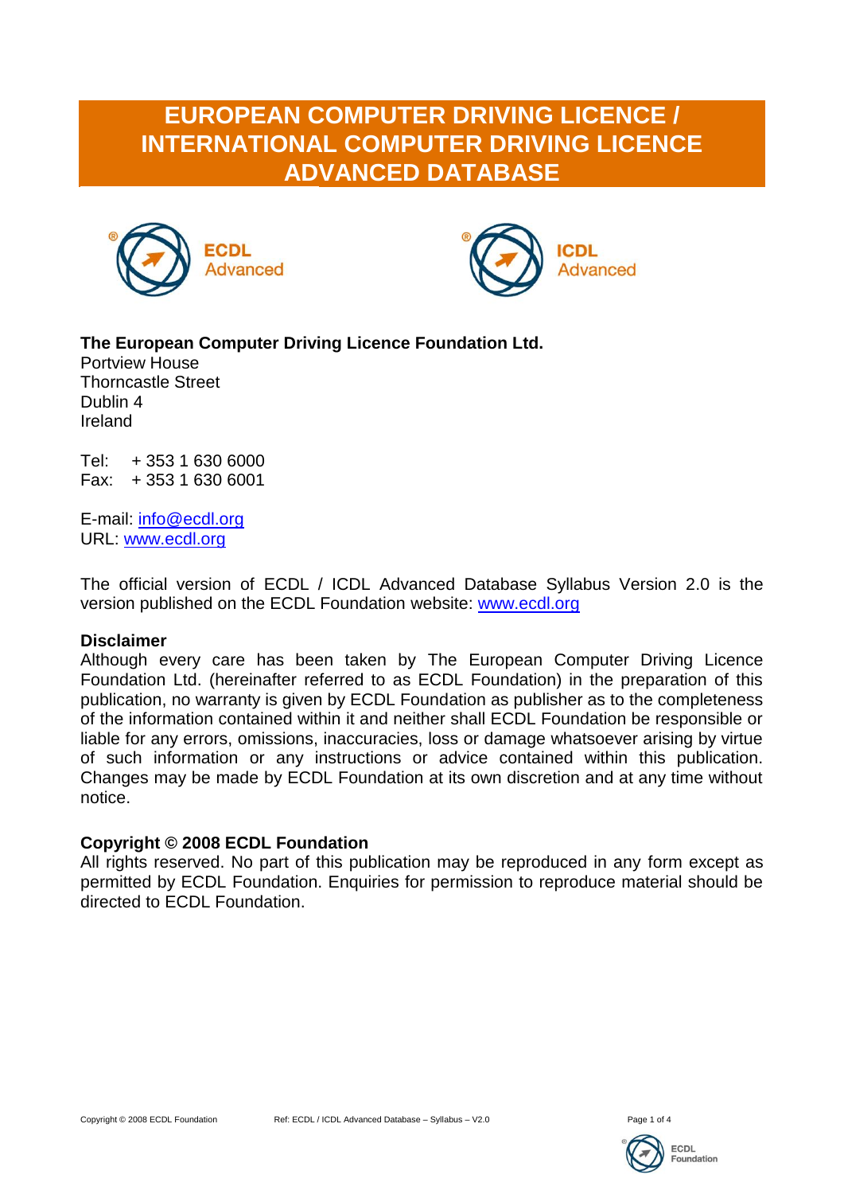# EUROPEAN COMPUTER DRIVING LICENCE / INTERNATIONAL COMPUTER DRIVING LICENCE ADVANCED DATABASE

ECDL Advanced

ICDL Advanced

**The European Computer Driving Licence Foundation Ltd.**
Portview House
Thorncastle Street
Dublin 4
Ireland

Tel: + 353 1 630 6000
Fax: + 353 1 630 6001

E-mail: info@ecdl.org
URL: www.ecdl.org

The official version of ECDL / ICDL Advanced Database Syllabus Version 2.0 is the version published on the ECDL Foundation website: www.ecdl.org

**Disclaimer**
Although every care has been taken by The European Computer Driving Licence Foundation Ltd. (hereinafter referred to as ECDL Foundation) in the preparation of this publication, no warranty is given by ECDL Foundation as publisher as to the completeness of the information contained within it and neither shall ECDL Foundation be responsible or liable for any errors, omissions, inaccuracies, loss or damage whatsoever arising by virtue of such information or any instructions or advice contained within this publication. Changes may be made by ECDL Foundation at its own discretion and at any time without notice.

**Copyright © 2008 ECDL Foundation**
All rights reserved. No part of this publication may be reproduced in any form except as permitted by ECDL Foundation. Enquiries for permission to reproduce material should be directed to ECDL Foundation.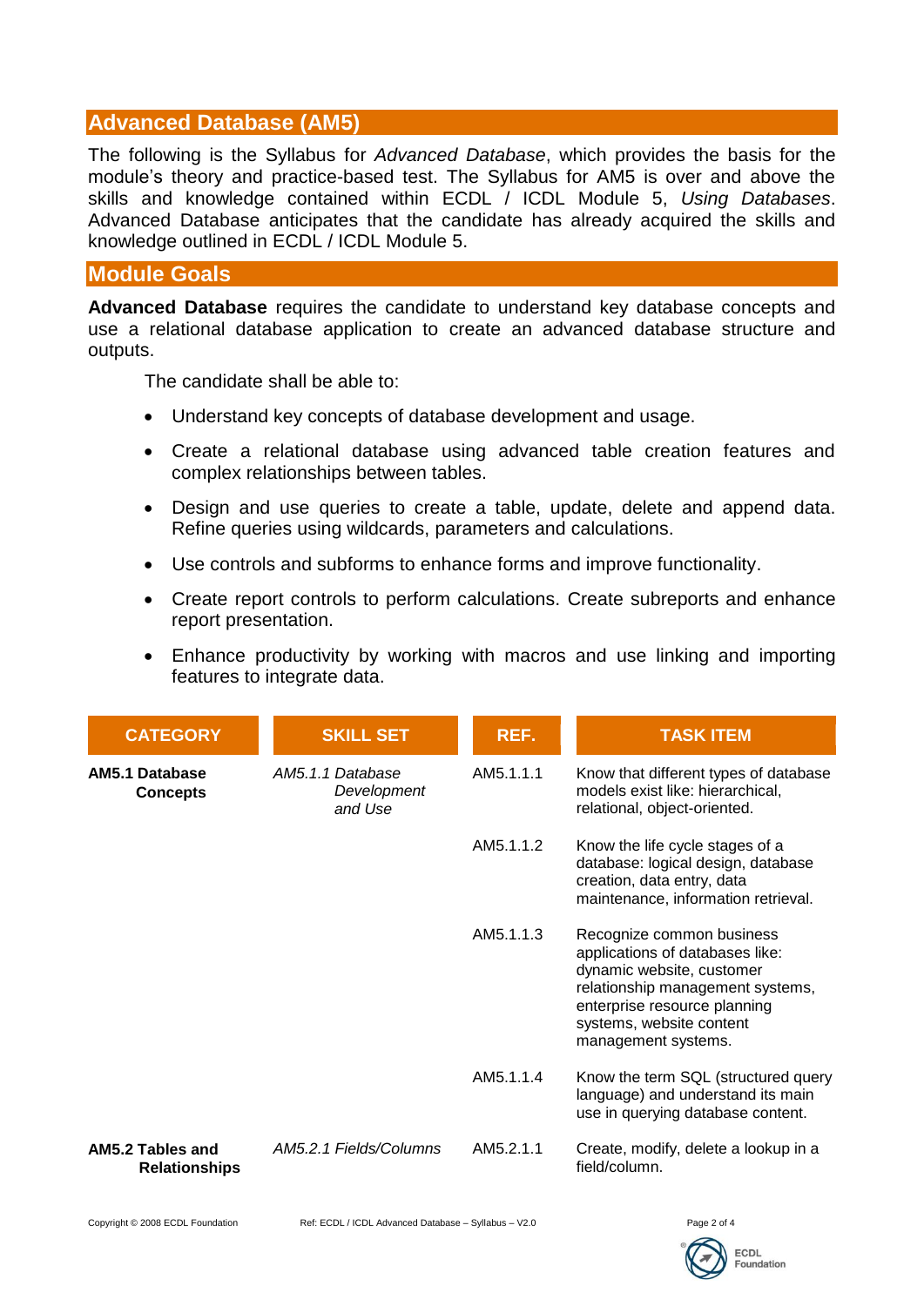## Advanced Database (AM5)

The following is the Syllabus for *Advanced Database*, which provides the basis for the module's theory and practice-based test. The Syllabus for AM5 is over and above the skills and knowledge contained within ECDL / ICDL Module 5, *Using Databases*. Advanced Database anticipates that the candidate has already acquired the skills and knowledge outlined in ECDL / ICDL Module 5.

## Module Goals

**Advanced Database** requires the candidate to understand key database concepts and use a relational database application to create an advanced database structure and outputs.

The candidate shall be able to:

- Understand key concepts of database development and usage.
- Create a relational database using advanced table creation features and complex relationships between tables.
- Design and use queries to create a table, update, delete and append data. Refine queries using wildcards, parameters and calculations.
- Use controls and subforms to enhance forms and improve functionality.
- Create report controls to perform calculations. Create subreports and enhance report presentation.
- Enhance productivity by working with macros and use linking and importing features to integrate data.

| CATEGORY | SKILL SET | REF. | TASK ITEM |
|---|---|---|---|
| **AM5.1 Database Concepts** | *AM5.1.1 Database Development and Use* | AM5.1.1.1 | Know that different types of database models exist like: hierarchical, relational, object-oriented. |
| | | AM5.1.1.2 | Know the life cycle stages of a database: logical design, database creation, data entry, data maintenance, information retrieval. |
| | | AM5.1.1.3 | Recognize common business applications of databases like: dynamic website, customer relationship management systems, enterprise resource planning systems, website content management systems. |
| | | AM5.1.1.4 | Know the term SQL (structured query language) and understand its main use in querying database content. |
| **AM5.2 Tables and Relationships** | *AM5.2.1 Fields/Columns* | AM5.2.1.1 | Create, modify, delete a lookup in a field/column. |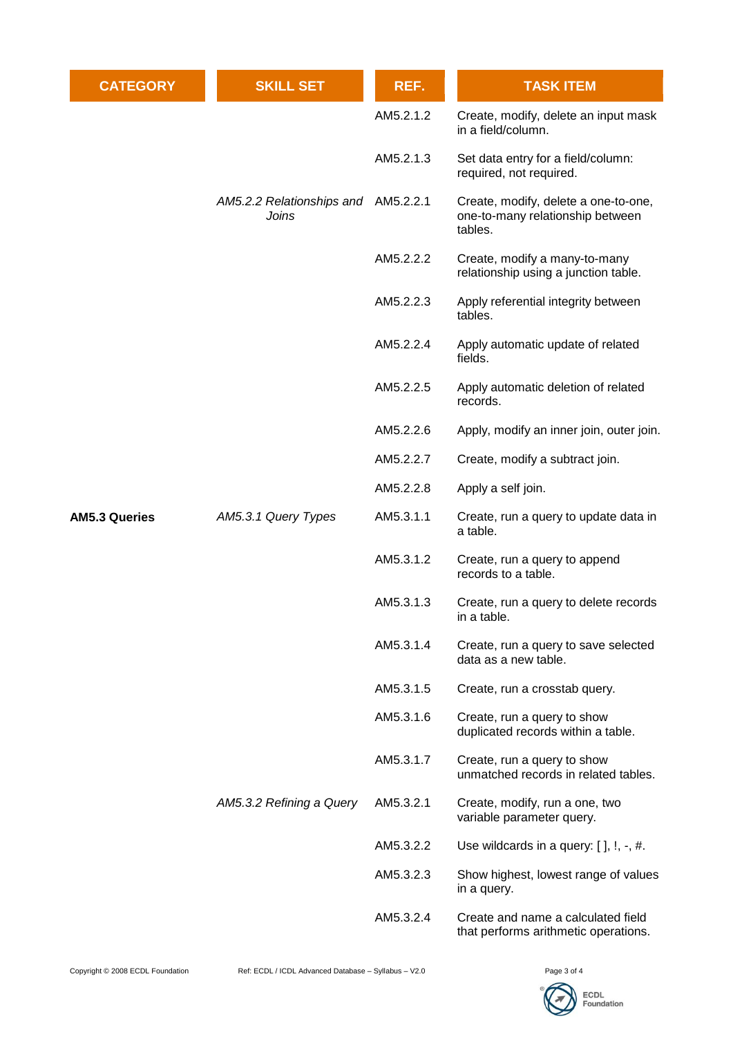| CATEGORY | SKILL SET | REF. | TASK ITEM |
|---|---|---|---|
| | | AM5.2.1.2 | Create, modify, delete an input mask in a field/column. |
| | | AM5.2.1.3 | Set data entry for a field/column: required, not required. |
| | *AM5.2.2 Relationships and Joins* | AM5.2.2.1 | Create, modify, delete a one-to-one, one-to-many relationship between tables. |
| | | AM5.2.2.2 | Create, modify a many-to-many relationship using a junction table. |
| | | AM5.2.2.3 | Apply referential integrity between tables. |
| | | AM5.2.2.4 | Apply automatic update of related fields. |
| | | AM5.2.2.5 | Apply automatic deletion of related records. |
| | | AM5.2.2.6 | Apply, modify an inner join, outer join. |
| | | AM5.2.2.7 | Create, modify a subtract join. |
| | | AM5.2.2.8 | Apply a self join. |
| **AM5.3 Queries** | *AM5.3.1 Query Types* | AM5.3.1.1 | Create, run a query to update data in a table. |
| | | AM5.3.1.2 | Create, run a query to append records to a table. |
| | | AM5.3.1.3 | Create, run a query to delete records in a table. |
| | | AM5.3.1.4 | Create, run a query to save selected data as a new table. |
| | | AM5.3.1.5 | Create, run a crosstab query. |
| | | AM5.3.1.6 | Create, run a query to show duplicated records within a table. |
| | | AM5.3.1.7 | Create, run a query to show unmatched records in related tables. |
| | *AM5.3.2 Refining a Query* | AM5.3.2.1 | Create, modify, run a one, two variable parameter query. |
| | | AM5.3.2.2 | Use wildcards in a query: [ ], !, -, #. |
| | | AM5.3.2.3 | Show highest, lowest range of values in a query. |
| | | AM5.3.2.4 | Create and name a calculated field that performs arithmetic operations. |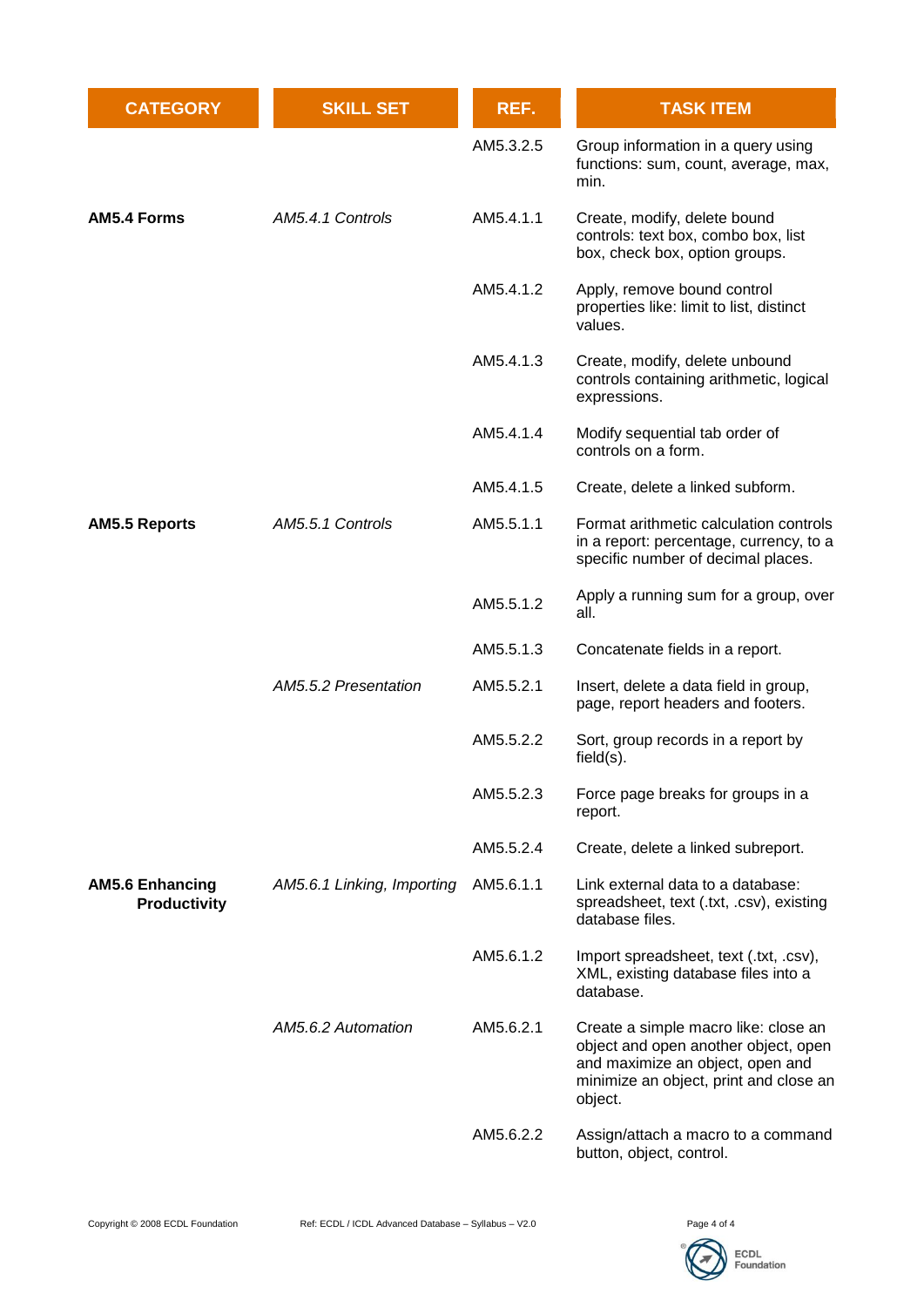| CATEGORY | SKILL SET | REF. | TASK ITEM |
| --- | --- | --- | --- |
| | | AM5.3.2.5 | Group information in a query using functions: sum, count, average, max, min. |
| **AM5.4 Forms** | *AM5.4.1 Controls* | AM5.4.1.1 | Create, modify, delete bound controls: text box, combo box, list box, check box, option groups. |
| | | AM5.4.1.2 | Apply, remove bound control properties like: limit to list, distinct values. |
| | | AM5.4.1.3 | Create, modify, delete unbound controls containing arithmetic, logical expressions. |
| | | AM5.4.1.4 | Modify sequential tab order of controls on a form. |
| | | AM5.4.1.5 | Create, delete a linked subform. |
| **AM5.5 Reports** | *AM5.5.1 Controls* | AM5.5.1.1 | Format arithmetic calculation controls in a report: percentage, currency, to a specific number of decimal places. |
| | | AM5.5.1.2 | Apply a running sum for a group, over all. |
| | | AM5.5.1.3 | Concatenate fields in a report. |
| | *AM5.5.2 Presentation* | AM5.5.2.1 | Insert, delete a data field in group, page, report headers and footers. |
| | | AM5.5.2.2 | Sort, group records in a report by field(s). |
| | | AM5.5.2.3 | Force page breaks for groups in a report. |
| | | AM5.5.2.4 | Create, delete a linked subreport. |
| **AM5.6 Enhancing Productivity** | *AM5.6.1 Linking, Importing* | AM5.6.1.1 | Link external data to a database: spreadsheet, text (.txt, .csv), existing database files. |
| | | AM5.6.1.2 | Import spreadsheet, text (.txt, .csv), XML, existing database files into a database. |
| | *AM5.6.2 Automation* | AM5.6.2.1 | Create a simple macro like: close an object and open another object, open and maximize an object, open and minimize an object, print and close an object. |
| | | AM5.6.2.2 | Assign/attach a macro to a command button, object, control. |